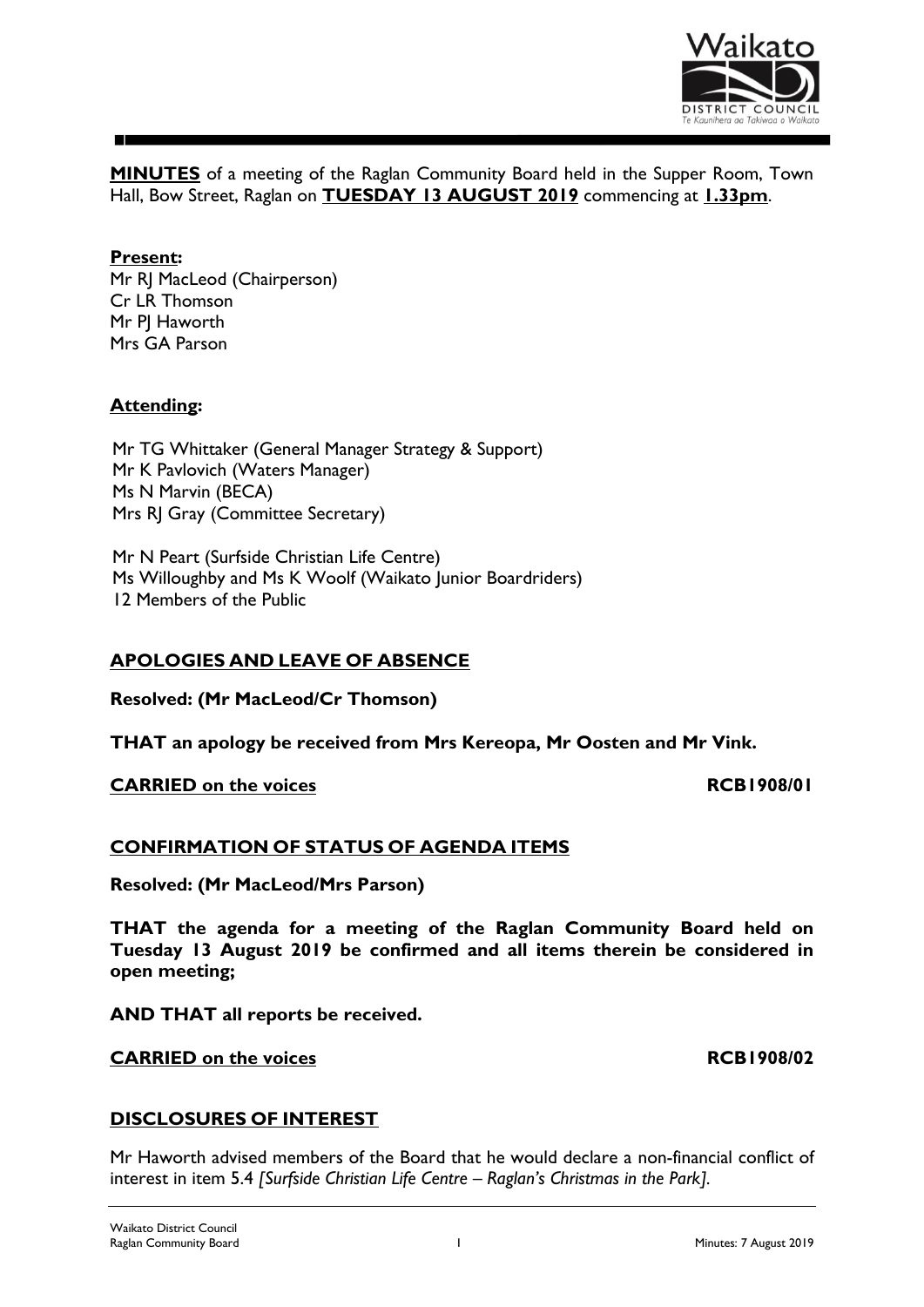**MINUTES** of a meeting of the Raglan Community Board held in the Supper Room, Town Hall, Bow Street, Raglan on **TUESDAY 13 AUGUST 2019** commencing at **1.33pm**.

**Present:**

Mr RJ MacLeod (Chairperson)
Cr LR Thomson
Mr PJ Haworth
Mrs GA Parson

**Attending:**

Mr TG Whittaker (General Manager Strategy & Support)
Mr K Pavlovich (Waters Manager)
Ms N Marvin (BECA)
Mrs RJ Gray (Committee Secretary)

Mr N Peart (Surfside Christian Life Centre)
Ms Willoughby and Ms K Woolf (Waikato Junior Boardriders)
12 Members of the Public

## APOLOGIES AND LEAVE OF ABSENCE

**Resolved: (Mr MacLeod/Cr Thomson)**

**THAT an apology be received from Mrs Kereopa, Mr Oosten and Mr Vink.**

**CARRIED on the voices** **RCB1908/01**

## CONFIRMATION OF STATUS OF AGENDA ITEMS

**Resolved: (Mr MacLeod/Mrs Parson)**

**THAT the agenda for a meeting of the Raglan Community Board held on Tuesday 13 August 2019 be confirmed and all items therein be considered in open meeting;**

**AND THAT all reports be received.**

**CARRIED on the voices** **RCB1908/02**

## DISCLOSURES OF INTEREST

Mr Haworth advised members of the Board that he would declare a non-financial conflict of interest in item 5.4 *[Surfside Christian Life Centre – Raglan's Christmas in the Park].*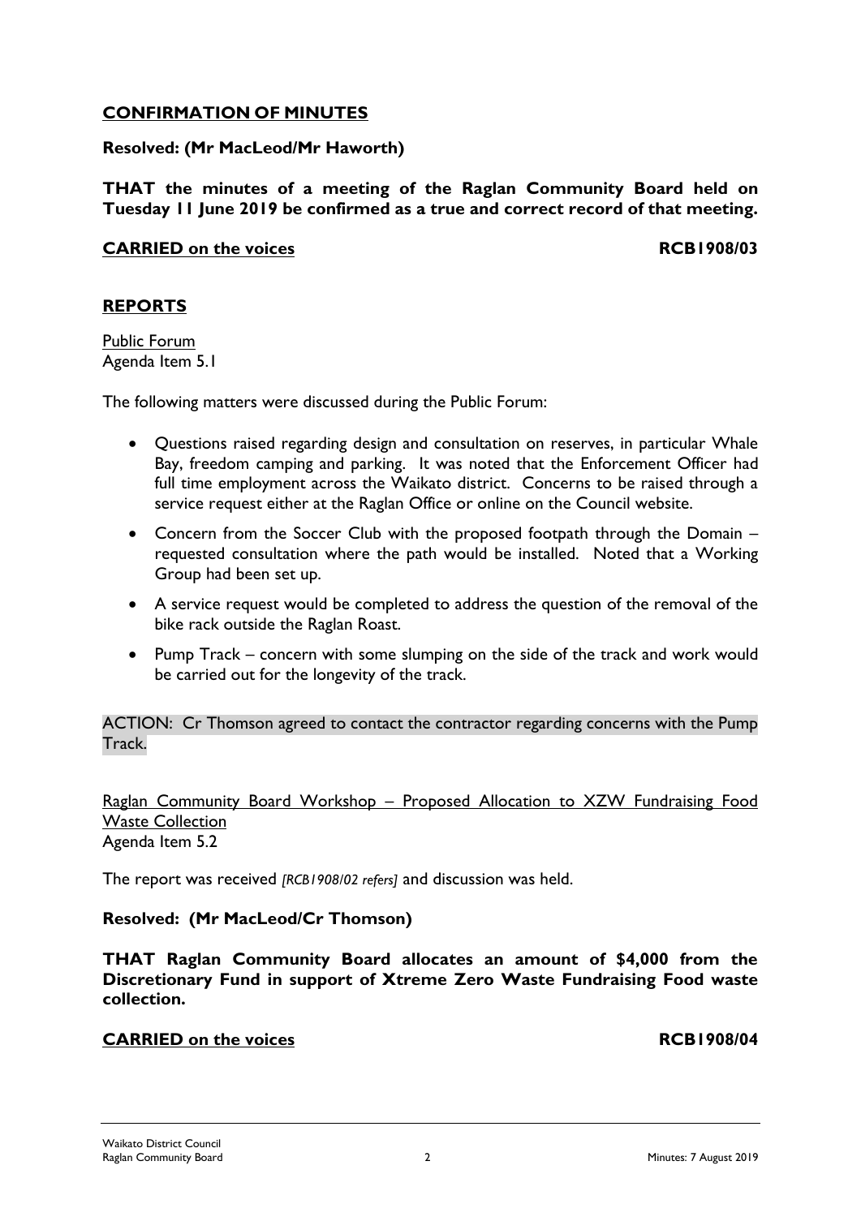## CONFIRMATION OF MINUTES

**Resolved: (Mr MacLeod/Mr Haworth)**

**THAT the minutes of a meeting of the Raglan Community Board held on Tuesday 11 June 2019 be confirmed as a true and correct record of that meeting.**

**CARRIED on the voices** **RCB1908/03**

## REPORTS

Public Forum
Agenda Item 5.1

The following matters were discussed during the Public Forum:

- Questions raised regarding design and consultation on reserves, in particular Whale Bay, freedom camping and parking. It was noted that the Enforcement Officer had full time employment across the Waikato district. Concerns to be raised through a service request either at the Raglan Office or online on the Council website.
- Concern from the Soccer Club with the proposed footpath through the Domain – requested consultation where the path would be installed. Noted that a Working Group had been set up.
- A service request would be completed to address the question of the removal of the bike rack outside the Raglan Roast.
- Pump Track – concern with some slumping on the side of the track and work would be carried out for the longevity of the track.

ACTION: Cr Thomson agreed to contact the contractor regarding concerns with the Pump Track.

Raglan Community Board Workshop – Proposed Allocation to XZW Fundraising Food Waste Collection
Agenda Item 5.2

The report was received *[RCB1908/02 refers]* and discussion was held.

**Resolved: (Mr MacLeod/Cr Thomson)**

**THAT Raglan Community Board allocates an amount of $4,000 from the Discretionary Fund in support of Xtreme Zero Waste Fundraising Food waste collection.**

**CARRIED on the voices** **RCB1908/04**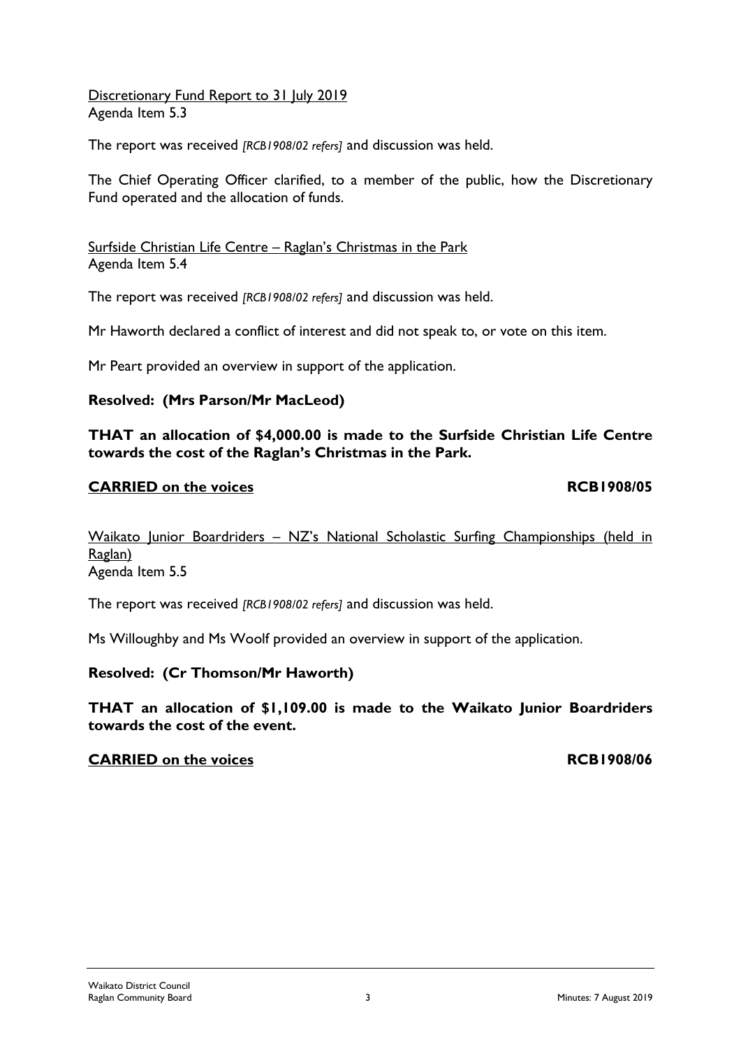Discretionary Fund Report to 31 July 2019
Agenda Item 5.3

The report was received *[RCB1908/02 refers]* and discussion was held.

The Chief Operating Officer clarified, to a member of the public, how the Discretionary Fund operated and the allocation of funds.

Surfside Christian Life Centre – Raglan's Christmas in the Park
Agenda Item 5.4

The report was received *[RCB1908/02 refers]* and discussion was held.

Mr Haworth declared a conflict of interest and did not speak to, or vote on this item.

Mr Peart provided an overview in support of the application.

**Resolved: (Mrs Parson/Mr MacLeod)**

**THAT an allocation of $4,000.00 is made to the Surfside Christian Life Centre towards the cost of the Raglan's Christmas in the Park.**

**CARRIED on the voices** **RCB1908/05**

Waikato Junior Boardriders – NZ's National Scholastic Surfing Championships (held in Raglan)
Agenda Item 5.5

The report was received *[RCB1908/02 refers]* and discussion was held.

Ms Willoughby and Ms Woolf provided an overview in support of the application.

**Resolved: (Cr Thomson/Mr Haworth)**

**THAT an allocation of $1,109.00 is made to the Waikato Junior Boardriders towards the cost of the event.**

**CARRIED on the voices** **RCB1908/06**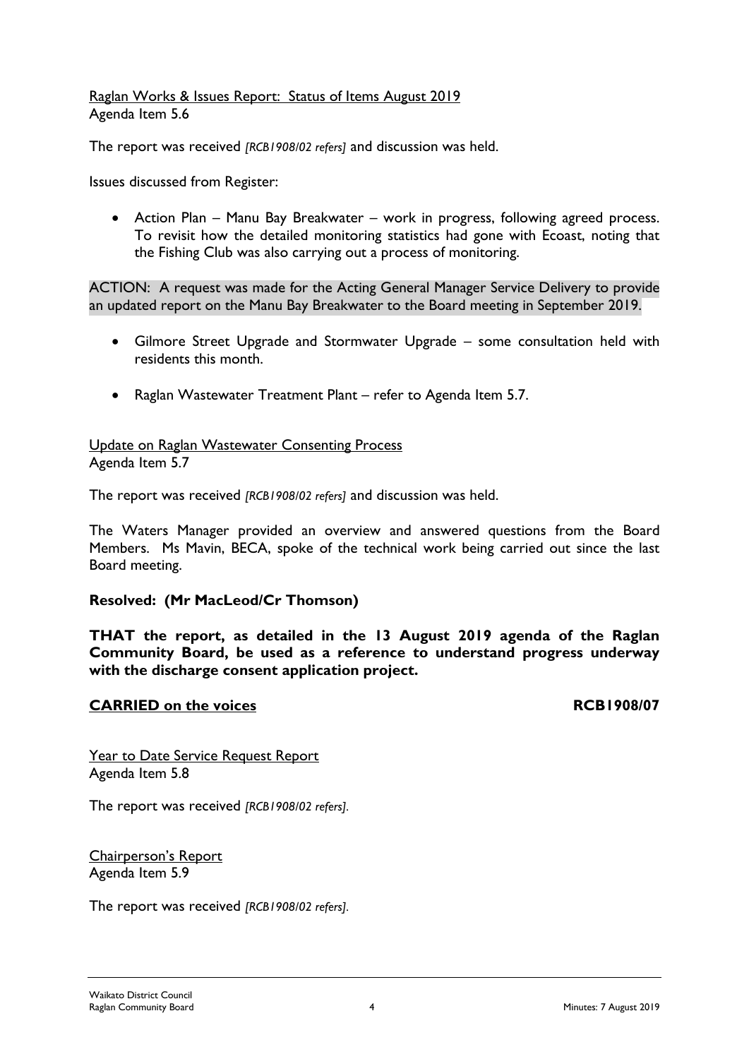Raglan Works & Issues Report: Status of Items August 2019
Agenda Item 5.6

The report was received *[RCB1908/02 refers]* and discussion was held.

Issues discussed from Register:

- Action Plan – Manu Bay Breakwater – work in progress, following agreed process. To revisit how the detailed monitoring statistics had gone with Ecoast, noting that the Fishing Club was also carrying out a process of monitoring.

ACTION: A request was made for the Acting General Manager Service Delivery to provide an updated report on the Manu Bay Breakwater to the Board meeting in September 2019.

- Gilmore Street Upgrade and Stormwater Upgrade – some consultation held with residents this month.
- Raglan Wastewater Treatment Plant – refer to Agenda Item 5.7.

Update on Raglan Wastewater Consenting Process
Agenda Item 5.7

The report was received *[RCB1908/02 refers]* and discussion was held.

The Waters Manager provided an overview and answered questions from the Board Members. Ms Mavin, BECA, spoke of the technical work being carried out since the last Board meeting.

**Resolved: (Mr MacLeod/Cr Thomson)**

**THAT the report, as detailed in the 13 August 2019 agenda of the Raglan Community Board, be used as a reference to understand progress underway with the discharge consent application project.**

**CARRIED on the voices** **RCB1908/07**

Year to Date Service Request Report
Agenda Item 5.8

The report was received *[RCB1908/02 refers]*.

Chairperson's Report
Agenda Item 5.9

The report was received *[RCB1908/02 refers]*.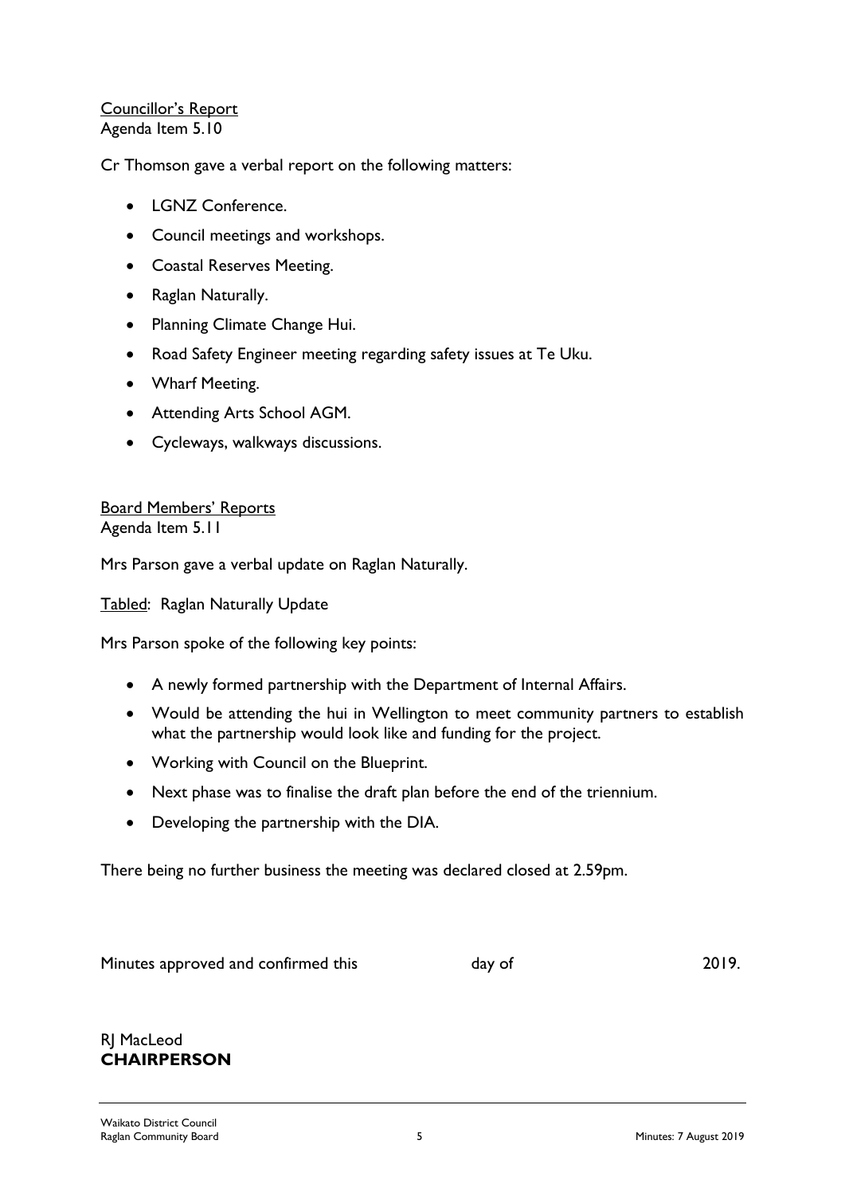Councillor's Report
Agenda Item 5.10

Cr Thomson gave a verbal report on the following matters:

- LGNZ Conference.
- Council meetings and workshops.
- Coastal Reserves Meeting.
- Raglan Naturally.
- Planning Climate Change Hui.
- Road Safety Engineer meeting regarding safety issues at Te Uku.
- Wharf Meeting.
- Attending Arts School AGM.
- Cycleways, walkways discussions.

Board Members' Reports
Agenda Item 5.11

Mrs Parson gave a verbal update on Raglan Naturally.

Tabled: Raglan Naturally Update

Mrs Parson spoke of the following key points:

- A newly formed partnership with the Department of Internal Affairs.
- Would be attending the hui in Wellington to meet community partners to establish what the partnership would look like and funding for the project.
- Working with Council on the Blueprint.
- Next phase was to finalise the draft plan before the end of the triennium.
- Developing the partnership with the DIA.

There being no further business the meeting was declared closed at 2.59pm.

Minutes approved and confirmed this day of 2019.

RJ MacLeod
**CHAIRPERSON**